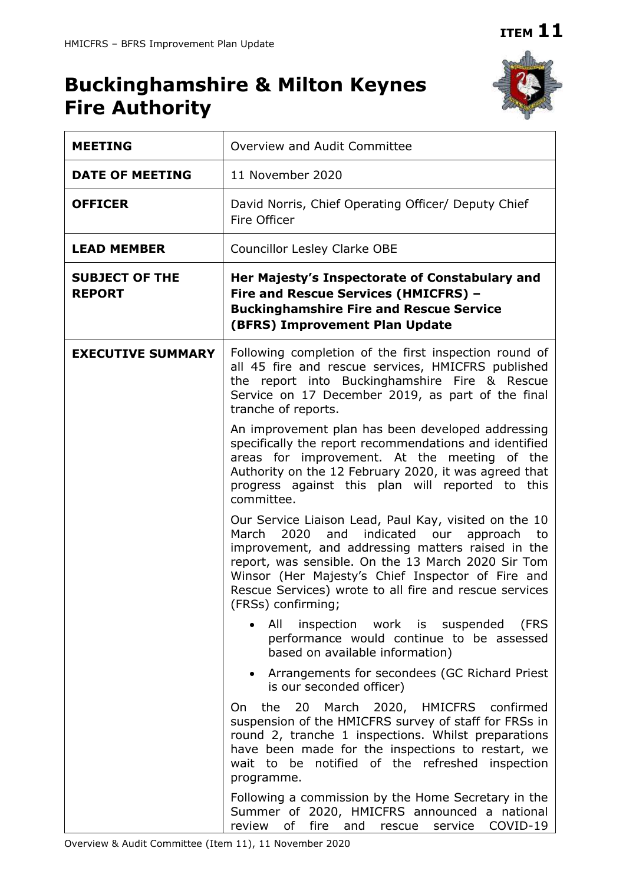**ITEM 11**

# Buckinghamshire & Milton Keynes Fire Authority

| | |
|---|---|
| **MEETING** | Overview and Audit Committee |
| **DATE OF MEETING** | 11 November 2020 |
| **OFFICER** | David Norris, Chief Operating Officer/ Deputy Chief Fire Officer |
| **LEAD MEMBER** | Councillor Lesley Clarke OBE |
| **SUBJECT OF THE REPORT** | **Her Majesty's Inspectorate of Constabulary and Fire and Rescue Services (HMICFRS) – Buckinghamshire Fire and Rescue Service (BFRS) Improvement Plan Update** |
| **EXECUTIVE SUMMARY** | Following completion of the first inspection round of all 45 fire and rescue services, HMICFRS published the report into Buckinghamshire Fire & Rescue Service on 17 December 2019, as part of the final tranche of reports.<br><br>An improvement plan has been developed addressing specifically the report recommendations and identified areas for improvement. At the meeting of the Authority on the 12 February 2020, it was agreed that progress against this plan will reported to this committee.<br><br>Our Service Liaison Lead, Paul Kay, visited on the 10 March 2020 and indicated our approach to improvement, and addressing matters raised in the report, was sensible. On the 13 March 2020 Sir Tom Winsor (Her Majesty's Chief Inspector of Fire and Rescue Services) wrote to all fire and rescue services (FRSs) confirming;<br><br>• All inspection work is suspended (FRS performance would continue to be assessed based on available information)<br>• Arrangements for secondees (GC Richard Priest is our seconded officer)<br><br>On the 20 March 2020, HMICFRS confirmed suspension of the HMICFRS survey of staff for FRSs in round 2, tranche 1 inspections. Whilst preparations have been made for the inspections to restart, we wait to be notified of the refreshed inspection programme.<br><br>Following a commission by the Home Secretary in the Summer of 2020, HMICFRS announced a national review of fire and rescue service COVID-19 |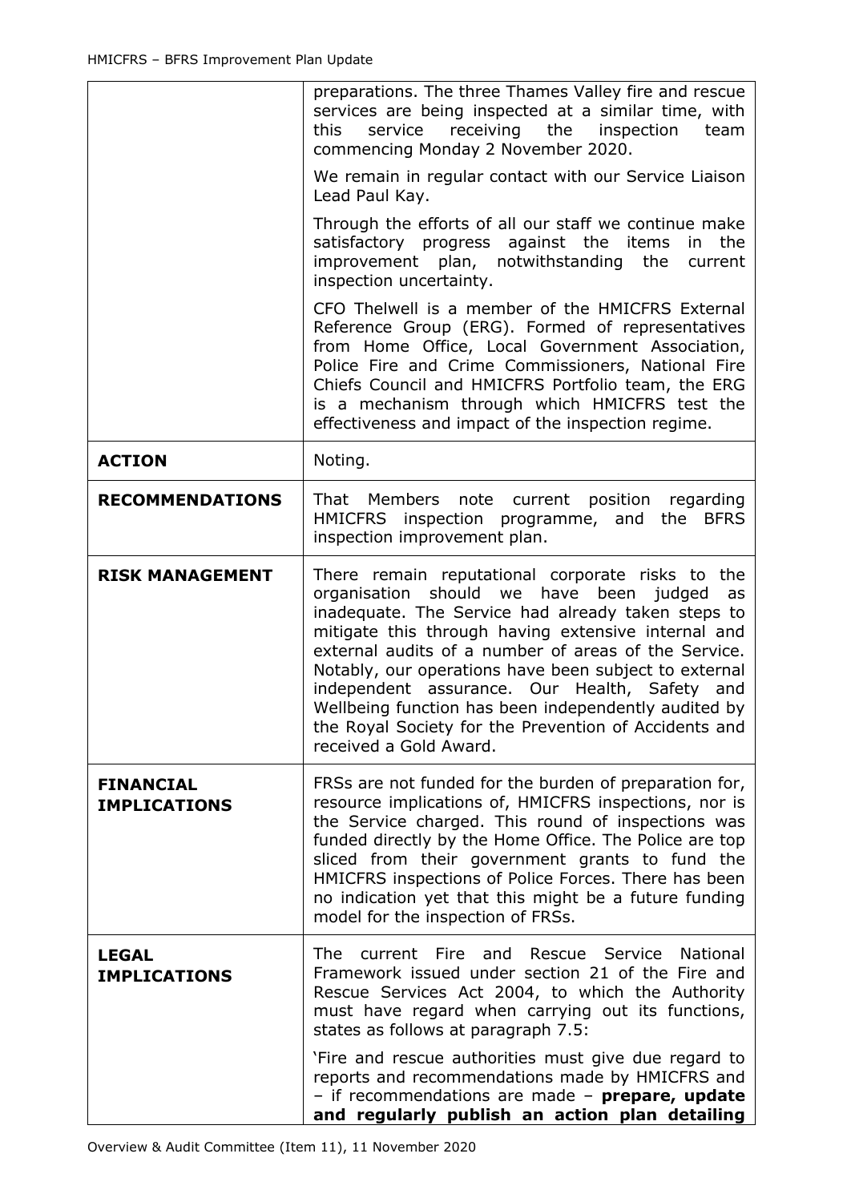| | |
|---|---|
| | preparations. The three Thames Valley fire and rescue services are being inspected at a similar time, with this service receiving the inspection team commencing Monday 2 November 2020.<br><br>We remain in regular contact with our Service Liaison Lead Paul Kay.<br><br>Through the efforts of all our staff we continue make satisfactory progress against the items in the improvement plan, notwithstanding the current inspection uncertainty.<br><br>CFO Thelwell is a member of the HMICFRS External Reference Group (ERG). Formed of representatives from Home Office, Local Government Association, Police Fire and Crime Commissioners, National Fire Chiefs Council and HMICFRS Portfolio team, the ERG is a mechanism through which HMICFRS test the effectiveness and impact of the inspection regime. |
| **ACTION** | Noting. |
| **RECOMMENDATIONS** | That Members note current position regarding HMICFRS inspection programme, and the BFRS inspection improvement plan. |
| **RISK MANAGEMENT** | There remain reputational corporate risks to the organisation should we have been judged as inadequate. The Service had already taken steps to mitigate this through having extensive internal and external audits of a number of areas of the Service. Notably, our operations have been subject to external independent assurance. Our Health, Safety and Wellbeing function has been independently audited by the Royal Society for the Prevention of Accidents and received a Gold Award. |
| **FINANCIAL IMPLICATIONS** | FRSs are not funded for the burden of preparation for, resource implications of, HMICFRS inspections, nor is the Service charged. This round of inspections was funded directly by the Home Office. The Police are top sliced from their government grants to fund the HMICFRS inspections of Police Forces. There has been no indication yet that this might be a future funding model for the inspection of FRSs. |
| **LEGAL IMPLICATIONS** | The current Fire and Rescue Service National Framework issued under section 21 of the Fire and Rescue Services Act 2004, to which the Authority must have regard when carrying out its functions, states as follows at paragraph 7.5:<br><br>'Fire and rescue authorities must give due regard to reports and recommendations made by HMICFRS and – if recommendations are made – **prepare, update and regularly publish an action plan detailing** |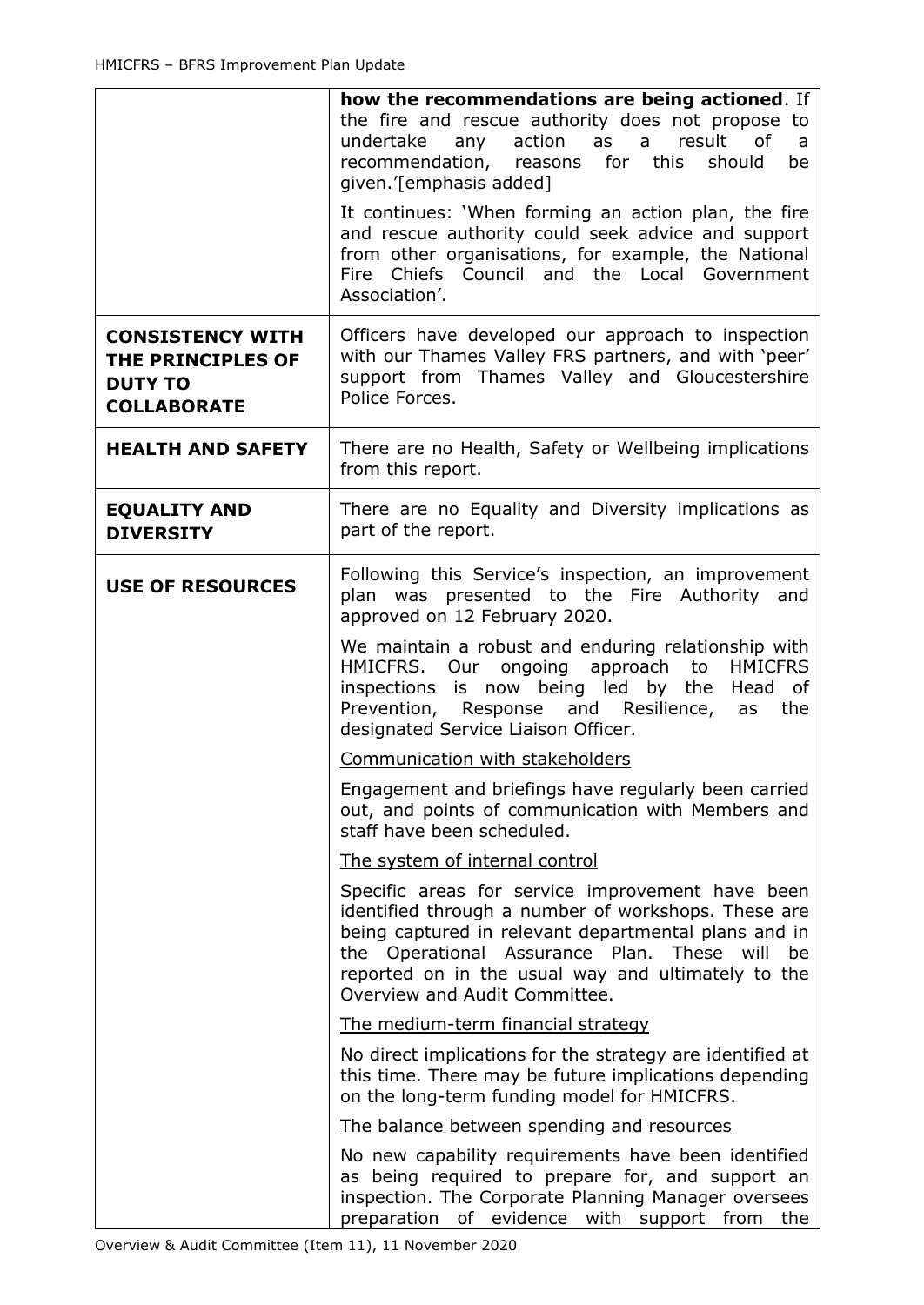| | |
|---|---|
| | **how the recommendations are being actioned**. If the fire and rescue authority does not propose to undertake any action as a result of a recommendation, reasons for this should be given.'[emphasis added]<br><br>It continues: 'When forming an action plan, the fire and rescue authority could seek advice and support from other organisations, for example, the National Fire Chiefs Council and the Local Government Association'. |
| **CONSISTENCY WITH THE PRINCIPLES OF DUTY TO COLLABORATE** | Officers have developed our approach to inspection with our Thames Valley FRS partners, and with 'peer' support from Thames Valley and Gloucestershire Police Forces. |
| **HEALTH AND SAFETY** | There are no Health, Safety or Wellbeing implications from this report. |
| **EQUALITY AND DIVERSITY** | There are no Equality and Diversity implications as part of the report. |
| **USE OF RESOURCES** | Following this Service's inspection, an improvement plan was presented to the Fire Authority and approved on 12 February 2020.<br><br>We maintain a robust and enduring relationship with HMICFRS. Our ongoing approach to HMICFRS inspections is now being led by the Head of Prevention, Response and Resilience, as the designated Service Liaison Officer.<br><br><u>Communication with stakeholders</u><br><br>Engagement and briefings have regularly been carried out, and points of communication with Members and staff have been scheduled.<br><br><u>The system of internal control</u><br><br>Specific areas for service improvement have been identified through a number of workshops. These are being captured in relevant departmental plans and in the Operational Assurance Plan. These will be reported on in the usual way and ultimately to the Overview and Audit Committee.<br><br><u>The medium-term financial strategy</u><br><br>No direct implications for the strategy are identified at this time. There may be future implications depending on the long-term funding model for HMICFRS.<br><br><u>The balance between spending and resources</u><br><br>No new capability requirements have been identified as being required to prepare for, and support an inspection. The Corporate Planning Manager oversees preparation of evidence with support from the |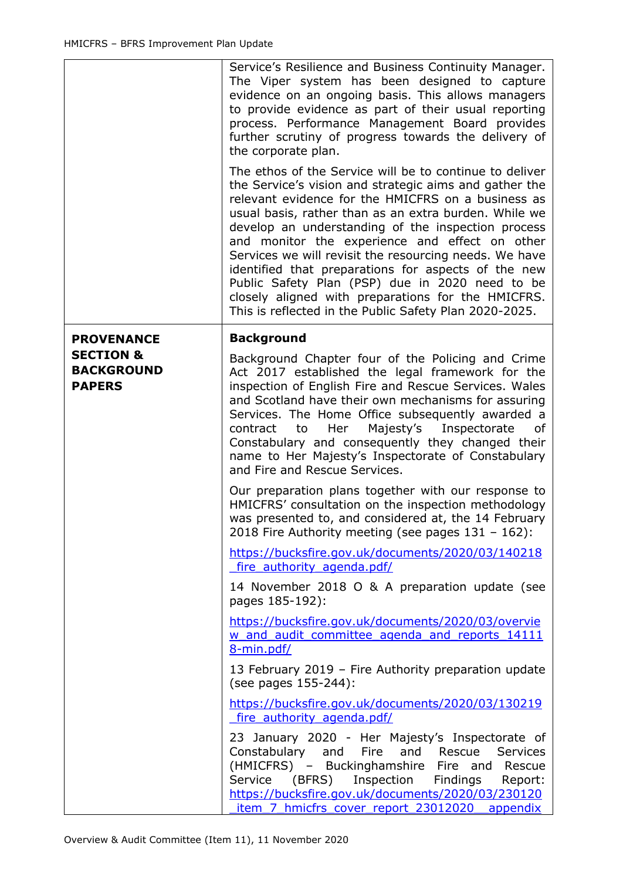| | |
|---|---|
| | Service's Resilience and Business Continuity Manager. The Viper system has been designed to capture evidence on an ongoing basis. This allows managers to provide evidence as part of their usual reporting process. Performance Management Board provides further scrutiny of progress towards the delivery of the corporate plan.<br><br>The ethos of the Service will be to continue to deliver the Service's vision and strategic aims and gather the relevant evidence for the HMICFRS on a business as usual basis, rather than as an extra burden. While we develop an understanding of the inspection process and monitor the experience and effect on other Services we will revisit the resourcing needs. We have identified that preparations for aspects of the new Public Safety Plan (PSP) due in 2020 need to be closely aligned with preparations for the HMICFRS. This is reflected in the Public Safety Plan 2020-2025. |
| **PROVENANCE SECTION & BACKGROUND PAPERS** | **Background**<br><br>Background Chapter four of the Policing and Crime Act 2017 established the legal framework for the inspection of English Fire and Rescue Services. Wales and Scotland have their own mechanisms for assuring Services. The Home Office subsequently awarded a contract to Her Majesty's Inspectorate of Constabulary and consequently they changed their name to Her Majesty's Inspectorate of Constabulary and Fire and Rescue Services.<br><br>Our preparation plans together with our response to HMICFRS' consultation on the inspection methodology was presented to, and considered at, the 14 February 2018 Fire Authority meeting (see pages 131 – 162):<br><br>https://bucksfire.gov.uk/documents/2020/03/140218_fire_authority_agenda.pdf/<br><br>14 November 2018 O & A preparation update (see pages 185-192):<br><br>https://bucksfire.gov.uk/documents/2020/03/overview_and_audit_committee_agenda_and_reports_141118-min.pdf/<br><br>13 February 2019 – Fire Authority preparation update (see pages 155-244):<br><br>https://bucksfire.gov.uk/documents/2020/03/130219_fire_authority_agenda.pdf/<br><br>23 January 2020 - Her Majesty's Inspectorate of Constabulary and Fire and Rescue Services (HMICFRS) – Buckinghamshire Fire and Rescue Service (BFRS) Inspection Findings Report: https://bucksfire.gov.uk/documents/2020/03/230120_item_7_hmicfrs_cover_report_23012020__appendix |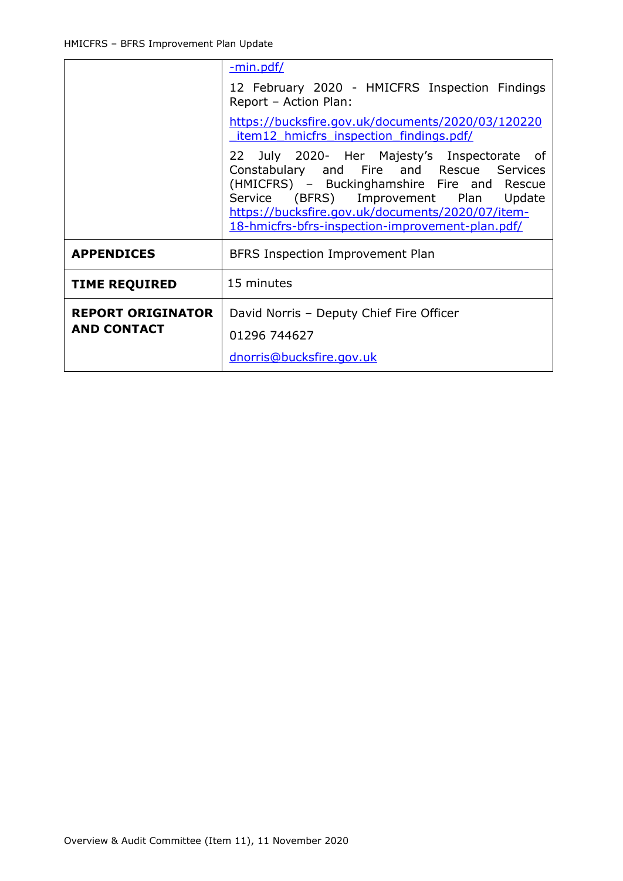| | |
|---|---|
| | -min.pdf/<br><br>12 February 2020 - HMICFRS Inspection Findings Report – Action Plan:<br><br>https://bucksfire.gov.uk/documents/2020/03/120220_item12_hmicfrs_inspection_findings.pdf/<br><br>22 July 2020- Her Majesty's Inspectorate of Constabulary and Fire and Rescue Services (HMICFRS) – Buckinghamshire Fire and Rescue Service (BFRS) Improvement Plan Update https://bucksfire.gov.uk/documents/2020/07/item-18-hmicfrs-bfrs-inspection-improvement-plan.pdf/ |
| **APPENDICES** | BFRS Inspection Improvement Plan |
| **TIME REQUIRED** | 15 minutes |
| **REPORT ORIGINATOR AND CONTACT** | David Norris – Deputy Chief Fire Officer<br><br>01296 744627<br><br>dnorris@bucksfire.gov.uk |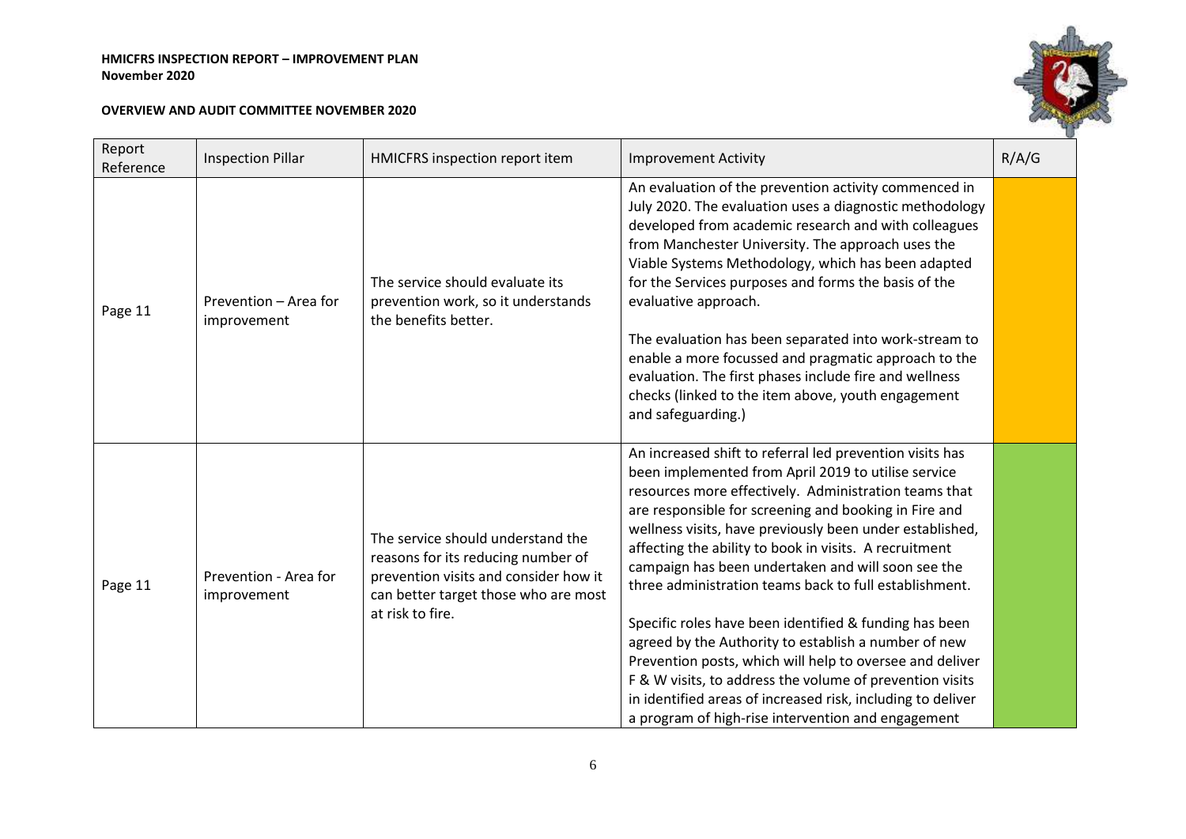**HMICFRS INSPECTION REPORT – IMPROVEMENT PLAN**
**November 2020**

**OVERVIEW AND AUDIT COMMITTEE NOVEMBER 2020**

| Report Reference | Inspection Pillar | HMICFRS inspection report item | Improvement Activity | R/A/G |
|---|---|---|---|---|
| Page 11 | Prevention – Area for improvement | The service should evaluate its prevention work, so it understands the benefits better. | An evaluation of the prevention activity commenced in July 2020. The evaluation uses a diagnostic methodology developed from academic research and with colleagues from Manchester University. The approach uses the Viable Systems Methodology, which has been adapted for the Services purposes and forms the basis of the evaluative approach.<br><br>The evaluation has been separated into work-stream to enable a more focussed and pragmatic approach to the evaluation. The first phases include fire and wellness checks (linked to the item above, youth engagement and safeguarding.) | |
| Page 11 | Prevention - Area for improvement | The service should understand the reasons for its reducing number of prevention visits and consider how it can better target those who are most at risk to fire. | An increased shift to referral led prevention visits has been implemented from April 2019 to utilise service resources more effectively. Administration teams that are responsible for screening and booking in Fire and wellness visits, have previously been under established, affecting the ability to book in visits. A recruitment campaign has been undertaken and will soon see the three administration teams back to full establishment.<br><br>Specific roles have been identified & funding has been agreed by the Authority to establish a number of new Prevention posts, which will help to oversee and deliver F & W visits, to address the volume of prevention visits in identified areas of increased risk, including to deliver a program of high-rise intervention and engagement | |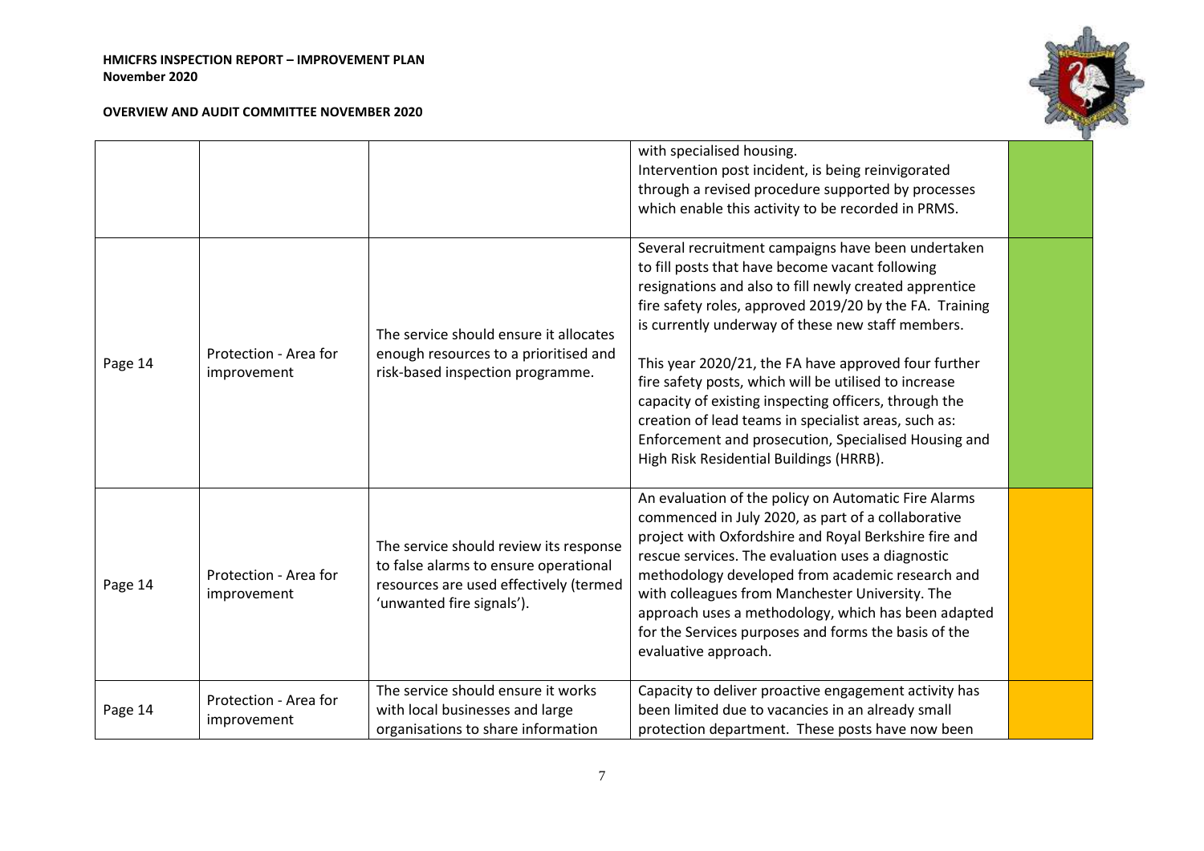| | | | | |
|---|---|---|---|---|
| | | | with specialised housing.<br>Intervention post incident, is being reinvigorated through a revised procedure supported by processes which enable this activity to be recorded in PRMS. | |
| Page 14 | Protection - Area for improvement | The service should ensure it allocates enough resources to a prioritised and risk-based inspection programme. | Several recruitment campaigns have been undertaken to fill posts that have become vacant following resignations and also to fill newly created apprentice fire safety roles, approved 2019/20 by the FA. Training is currently underway of these new staff members.<br><br>This year 2020/21, the FA have approved four further fire safety posts, which will be utilised to increase capacity of existing inspecting officers, through the creation of lead teams in specialist areas, such as: Enforcement and prosecution, Specialised Housing and High Risk Residential Buildings (HRRB). | |
| Page 14 | Protection - Area for improvement | The service should review its response to false alarms to ensure operational resources are used effectively (termed 'unwanted fire signals'). | An evaluation of the policy on Automatic Fire Alarms commenced in July 2020, as part of a collaborative project with Oxfordshire and Royal Berkshire fire and rescue services. The evaluation uses a diagnostic methodology developed from academic research and with colleagues from Manchester University. The approach uses a methodology, which has been adapted for the Services purposes and forms the basis of the evaluative approach. | |
| Page 14 | Protection - Area for improvement | The service should ensure it works with local businesses and large organisations to share information | Capacity to deliver proactive engagement activity has been limited due to vacancies in an already small protection department. These posts have now been | |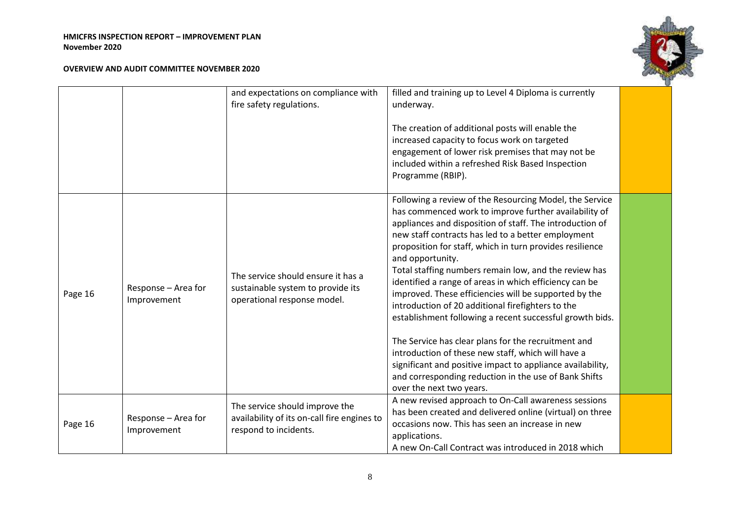|  |  | and expectations on compliance with fire safety regulations. | filled and training up to Level 4 Diploma is currently underway.<br><br>The creation of additional posts will enable the increased capacity to focus work on targeted engagement of lower risk premises that may not be included within a refreshed Risk Based Inspection Programme (RBIP). |  |
|---|---|---|---|---|
| Page 16 | Response – Area for Improvement | The service should ensure it has a sustainable system to provide its operational response model. | Following a review of the Resourcing Model, the Service has commenced work to improve further availability of appliances and disposition of staff. The introduction of new staff contracts has led to a better employment proposition for staff, which in turn provides resilience and opportunity.<br>Total staffing numbers remain low, and the review has identified a range of areas in which efficiency can be improved. These efficiencies will be supported by the introduction of 20 additional firefighters to the establishment following a recent successful growth bids.<br><br>The Service has clear plans for the recruitment and introduction of these new staff, which will have a significant and positive impact to appliance availability, and corresponding reduction in the use of Bank Shifts over the next two years. |  |
| Page 16 | Response – Area for Improvement | The service should improve the availability of its on-call fire engines to respond to incidents. | A new revised approach to On-Call awareness sessions has been created and delivered online (virtual) on three occasions now. This has seen an increase in new applications.<br>A new On-Call Contract was introduced in 2018 which |  |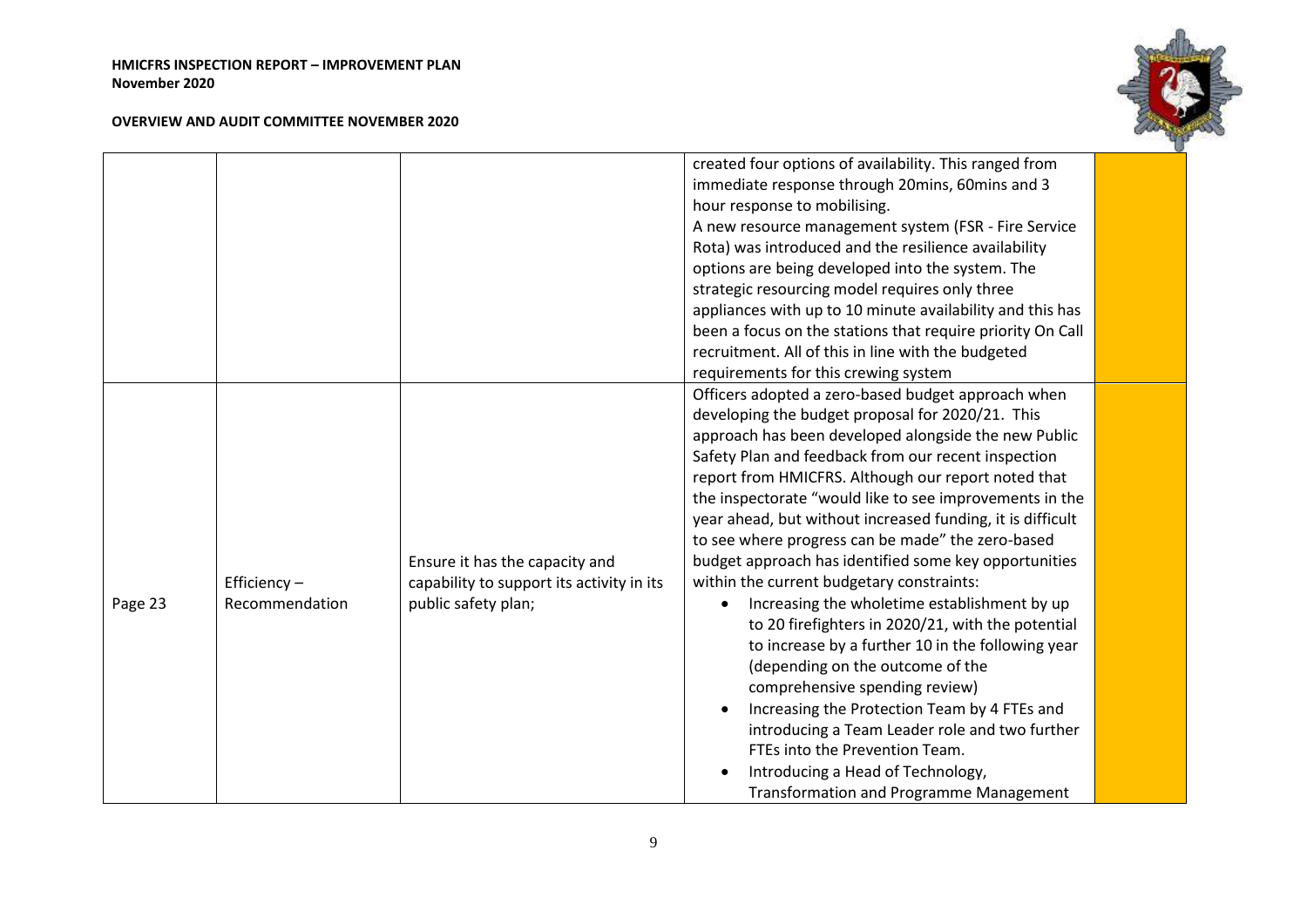| | | | | |
|---|---|---|---|---|
| | | | created four options of availability. This ranged from immediate response through 20mins, 60mins and 3 hour response to mobilising.<br>A new resource management system (FSR - Fire Service Rota) was introduced and the resilience availability options are being developed into the system. The strategic resourcing model requires only three appliances with up to 10 minute availability and this has been a focus on the stations that require priority On Call recruitment. All of this in line with the budgeted requirements for this crewing system | |
| Page 23 | Efficiency – Recommendation | Ensure it has the capacity and capability to support its activity in its public safety plan; | Officers adopted a zero-based budget approach when developing the budget proposal for 2020/21. This approach has been developed alongside the new Public Safety Plan and feedback from our recent inspection report from HMICFRS. Although our report noted that the inspectorate "would like to see improvements in the year ahead, but without increased funding, it is difficult to see where progress can be made" the zero-based budget approach has identified some key opportunities within the current budgetary constraints:<br>• Increasing the wholetime establishment by up to 20 firefighters in 2020/21, with the potential to increase by a further 10 in the following year (depending on the outcome of the comprehensive spending review)<br>• Increasing the Protection Team by 4 FTEs and introducing a Team Leader role and two further FTEs into the Prevention Team.<br>• Introducing a Head of Technology, Transformation and Programme Management | |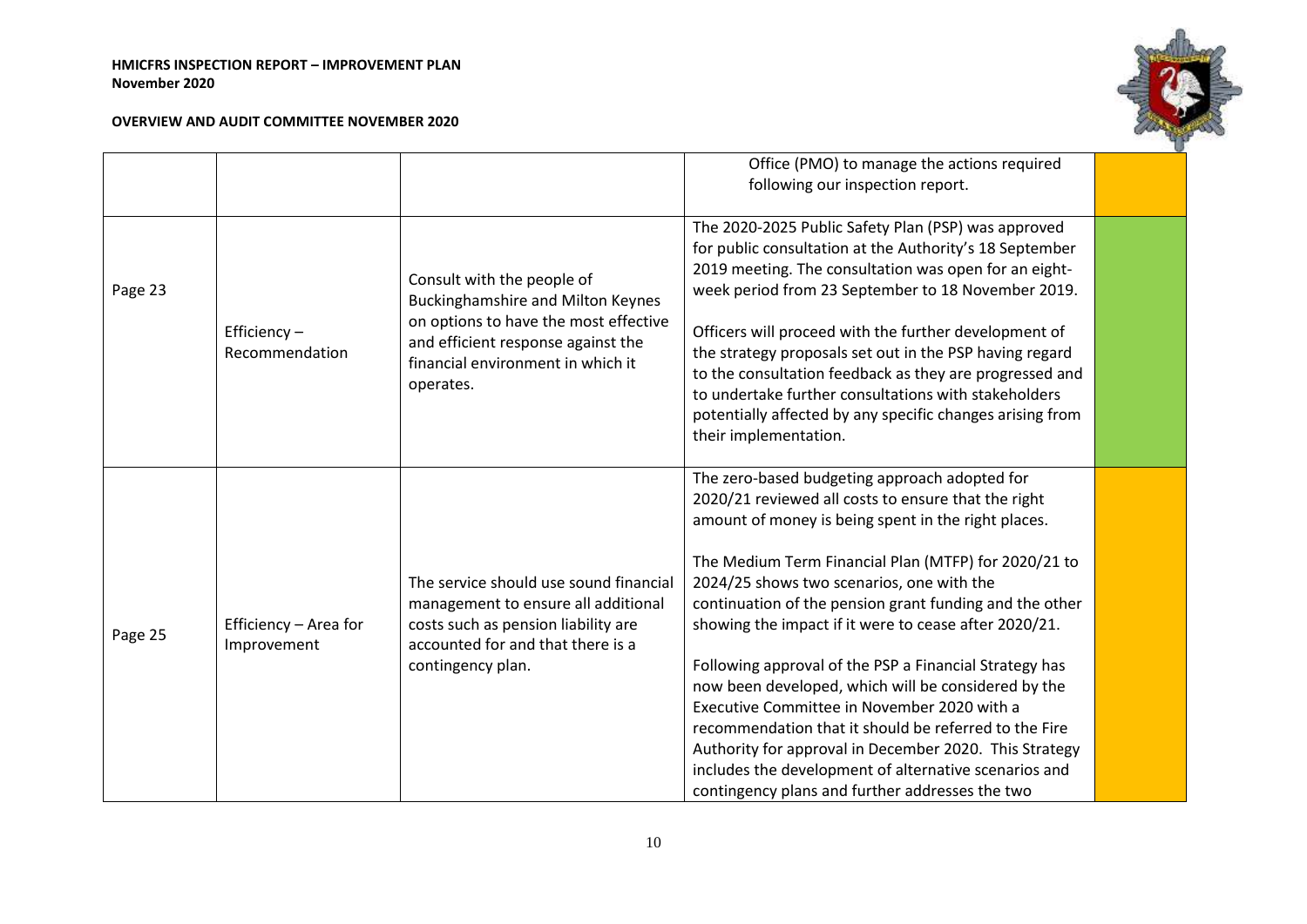| | | | | |
|---|---|---|---|---|
| | | | Office (PMO) to manage the actions required following our inspection report. | |
| Page 23 | Efficiency – Recommendation | Consult with the people of Buckinghamshire and Milton Keynes on options to have the most effective and efficient response against the financial environment in which it operates. | The 2020-2025 Public Safety Plan (PSP) was approved for public consultation at the Authority's 18 September 2019 meeting. The consultation was open for an eight-week period from 23 September to 18 November 2019.<br><br>Officers will proceed with the further development of the strategy proposals set out in the PSP having regard to the consultation feedback as they are progressed and to undertake further consultations with stakeholders potentially affected by any specific changes arising from their implementation. | |
| Page 25 | Efficiency – Area for Improvement | The service should use sound financial management to ensure all additional costs such as pension liability are accounted for and that there is a contingency plan. | The zero-based budgeting approach adopted for 2020/21 reviewed all costs to ensure that the right amount of money is being spent in the right places.<br><br>The Medium Term Financial Plan (MTFP) for 2020/21 to 2024/25 shows two scenarios, one with the continuation of the pension grant funding and the other showing the impact if it were to cease after 2020/21.<br><br>Following approval of the PSP a Financial Strategy has now been developed, which will be considered by the Executive Committee in November 2020 with a recommendation that it should be referred to the Fire Authority for approval in December 2020. This Strategy includes the development of alternative scenarios and contingency plans and further addresses the two | |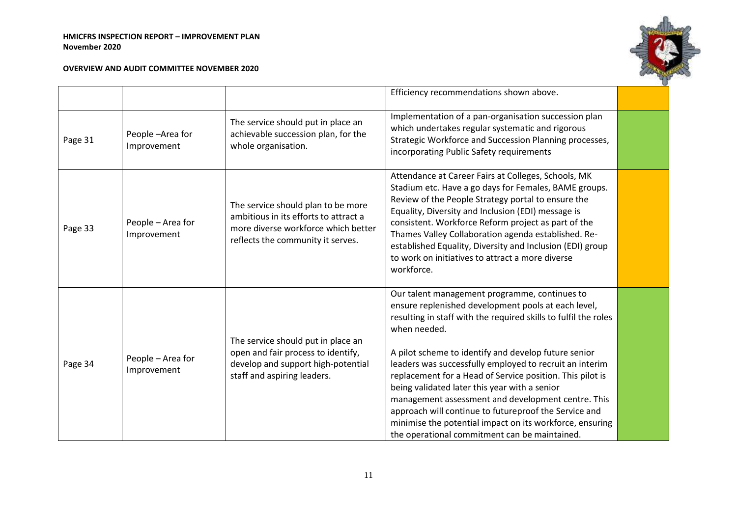| | | | | |
|---|---|---|---|---|
| | | | Efficiency recommendations shown above. | |
| Page 31 | People –Area for Improvement | The service should put in place an achievable succession plan, for the whole organisation. | Implementation of a pan-organisation succession plan which undertakes regular systematic and rigorous Strategic Workforce and Succession Planning processes, incorporating Public Safety requirements | |
| Page 33 | People – Area for Improvement | The service should plan to be more ambitious in its efforts to attract a more diverse workforce which better reflects the community it serves. | Attendance at Career Fairs at Colleges, Schools, MK Stadium etc. Have a go days for Females, BAME groups. Review of the People Strategy portal to ensure the Equality, Diversity and Inclusion (EDI) message is consistent. Workforce Reform project as part of the Thames Valley Collaboration agenda established. Re-established Equality, Diversity and Inclusion (EDI) group to work on initiatives to attract a more diverse workforce. | |
| Page 34 | People – Area for Improvement | The service should put in place an open and fair process to identify, develop and support high-potential staff and aspiring leaders. | Our talent management programme, continues to ensure replenished development pools at each level, resulting in staff with the required skills to fulfil the roles when needed.<br><br>A pilot scheme to identify and develop future senior leaders was successfully employed to recruit an interim replacement for a Head of Service position. This pilot is being validated later this year with a senior management assessment and development centre. This approach will continue to futureproof the Service and minimise the potential impact on its workforce, ensuring the operational commitment can be maintained. | |